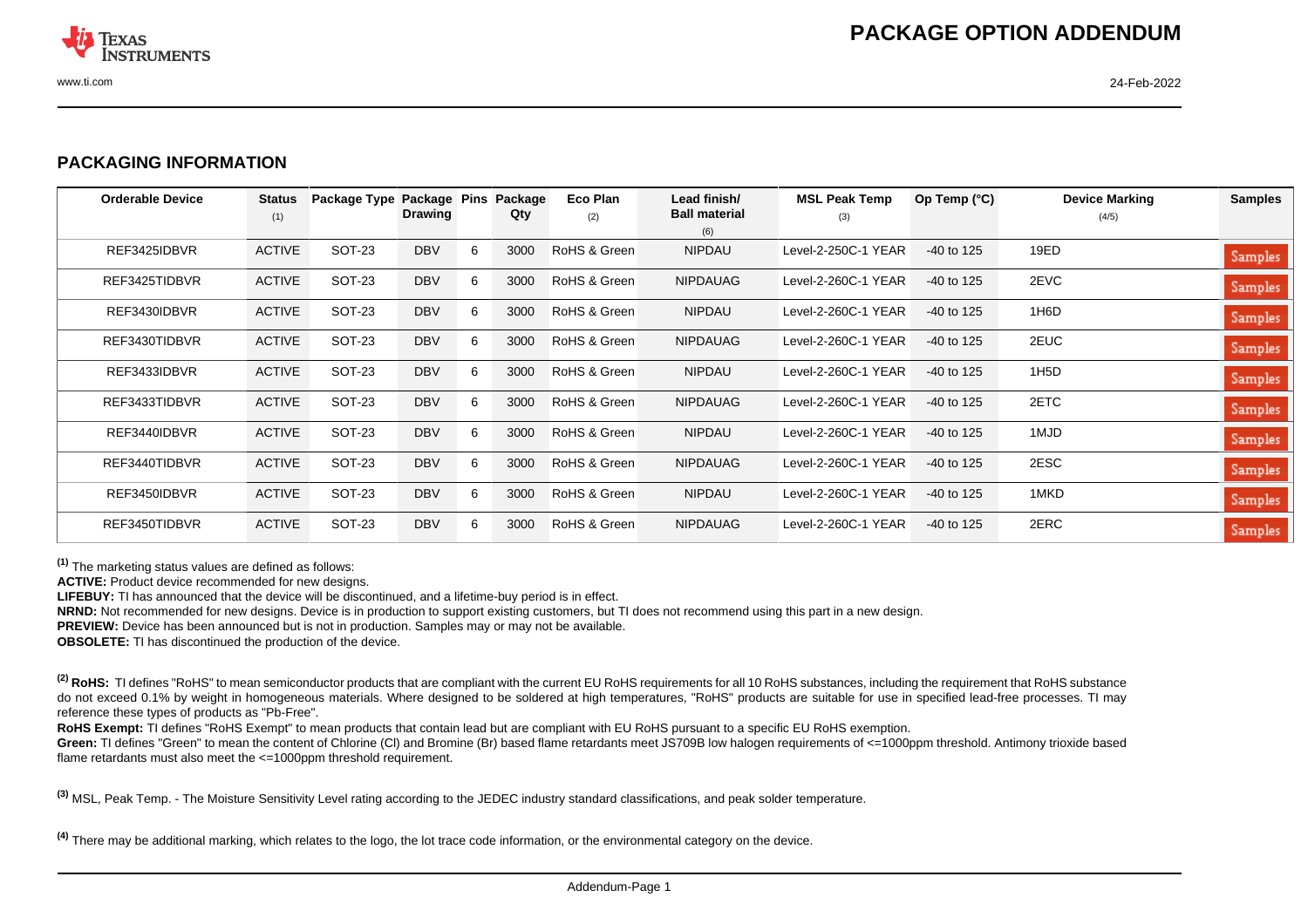# PACKAGE OPTION ADDENDUM

## PACKAGING INFORMATION

| Orderable Device | Status (1) | Package Type | Package Drawing | Pins | Package Qty | Eco Plan (2) | Lead finish/ Ball material (6) | MSL Peak Temp (3) | Op Temp (°C) | Device Marking (4/5) | Samples |
|---|---|---|---|---|---|---|---|---|---|---|---|
| REF3425IDBVR | ACTIVE | SOT-23 | DBV | 6 | 3000 | RoHS & Green | NIPDAU | Level-2-250C-1 YEAR | -40 to 125 | 19ED | Samples |
| REF3425TIDBVR | ACTIVE | SOT-23 | DBV | 6 | 3000 | RoHS & Green | NIPDAUAG | Level-2-260C-1 YEAR | -40 to 125 | 2EVC | Samples |
| REF3430IDBVR | ACTIVE | SOT-23 | DBV | 6 | 3000 | RoHS & Green | NIPDAU | Level-2-260C-1 YEAR | -40 to 125 | 1H6D | Samples |
| REF3430TIDBVR | ACTIVE | SOT-23 | DBV | 6 | 3000 | RoHS & Green | NIPDAUAG | Level-2-260C-1 YEAR | -40 to 125 | 2EUC | Samples |
| REF3433IDBVR | ACTIVE | SOT-23 | DBV | 6 | 3000 | RoHS & Green | NIPDAU | Level-2-260C-1 YEAR | -40 to 125 | 1H5D | Samples |
| REF3433TIDBVR | ACTIVE | SOT-23 | DBV | 6 | 3000 | RoHS & Green | NIPDAUAG | Level-2-260C-1 YEAR | -40 to 125 | 2ETC | Samples |
| REF3440IDBVR | ACTIVE | SOT-23 | DBV | 6 | 3000 | RoHS & Green | NIPDAU | Level-2-260C-1 YEAR | -40 to 125 | 1MJD | Samples |
| REF3440TIDBVR | ACTIVE | SOT-23 | DBV | 6 | 3000 | RoHS & Green | NIPDAUAG | Level-2-260C-1 YEAR | -40 to 125 | 2ESC | Samples |
| REF3450IDBVR | ACTIVE | SOT-23 | DBV | 6 | 3000 | RoHS & Green | NIPDAU | Level-2-260C-1 YEAR | -40 to 125 | 1MKD | Samples |
| REF3450TIDBVR | ACTIVE | SOT-23 | DBV | 6 | 3000 | RoHS & Green | NIPDAUAG | Level-2-260C-1 YEAR | -40 to 125 | 2ERC | Samples |

[1] The marketing status values are defined as follows:
**ACTIVE:** Product device recommended for new designs.
**LIFEBUY:** TI has announced that the device will be discontinued, and a lifetime-buy period is in effect.
**NRND:** Not recommended for new designs. Device is in production to support existing customers, but TI does not recommend using this part in a new design.
**PREVIEW:** Device has been announced but is not in production. Samples may or may not be available.
**OBSOLETE:** TI has discontinued the production of the device.

[2] **RoHS:** TI defines "RoHS" to mean semiconductor products that are compliant with the current EU RoHS requirements for all 10 RoHS substances, including the requirement that RoHS substance do not exceed 0.1% by weight in homogeneous materials. Where designed to be soldered at high temperatures, "RoHS" products are suitable for use in specified lead-free processes. TI may reference these types of products as "Pb-Free".
**RoHS Exempt:** TI defines "RoHS Exempt" to mean products that contain lead but are compliant with EU RoHS pursuant to a specific EU RoHS exemption.
**Green:** TI defines "Green" to mean the content of Chlorine (Cl) and Bromine (Br) based flame retardants meet JS709B low halogen requirements of <=1000ppm threshold. Antimony trioxide based flame retardants must also meet the <=1000ppm threshold requirement.

[3] MSL, Peak Temp. - The Moisture Sensitivity Level rating according to the JEDEC industry standard classifications, and peak solder temperature.

[4] There may be additional marking, which relates to the logo, the lot trace code information, or the environmental category on the device.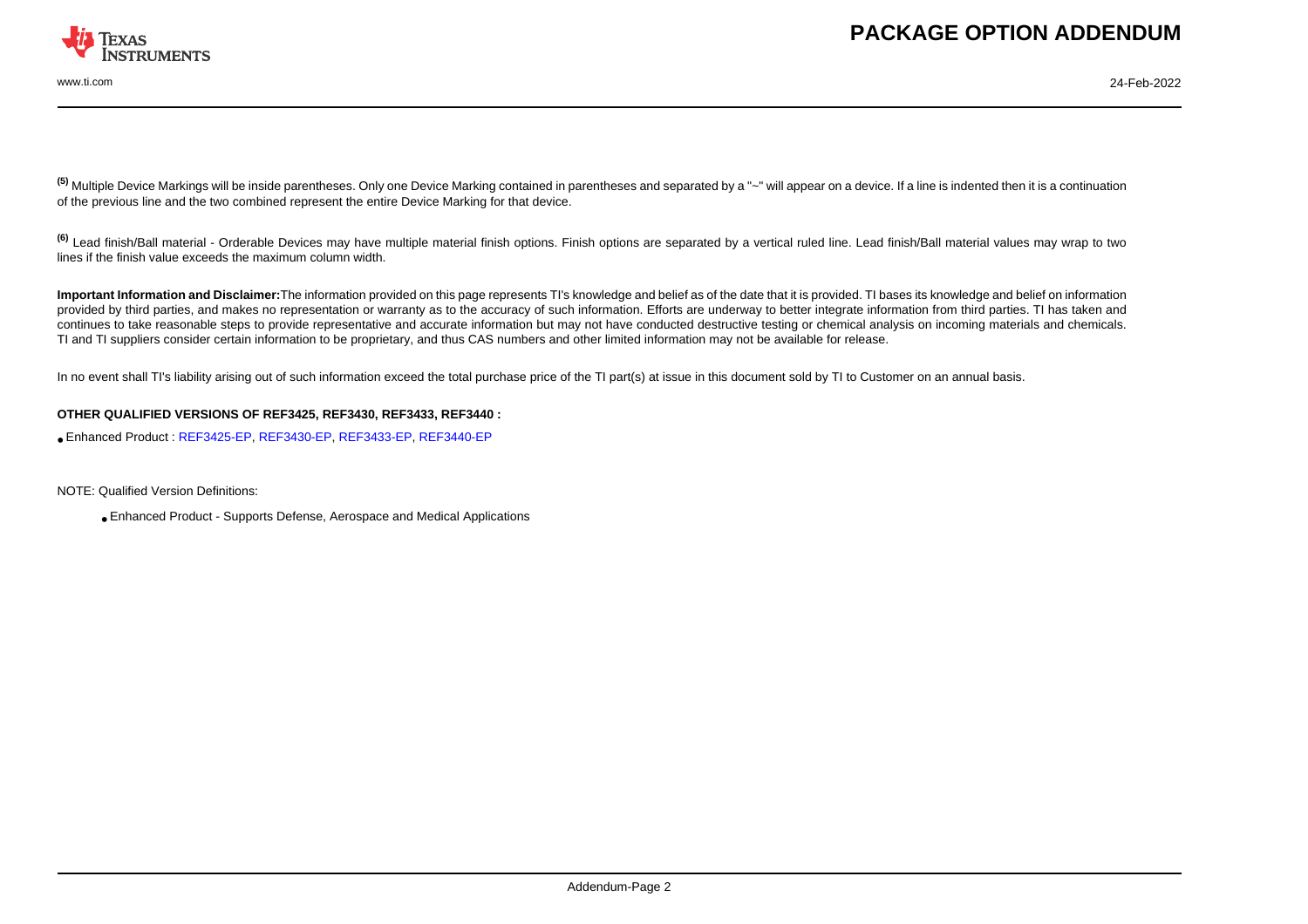[5] Multiple Device Markings will be inside parentheses. Only one Device Marking contained in parentheses and separated by a "~" will appear on a device. If a line is indented then it is a continuation of the previous line and the two combined represent the entire Device Marking for that device.

[6] Lead finish/Ball material - Orderable Devices may have multiple material finish options. Finish options are separated by a vertical ruled line. Lead finish/Ball material values may wrap to two lines if the finish value exceeds the maximum column width.

**Important Information and Disclaimer:**The information provided on this page represents TI's knowledge and belief as of the date that it is provided. TI bases its knowledge and belief on information provided by third parties, and makes no representation or warranty as to the accuracy of such information. Efforts are underway to better integrate information from third parties. TI has taken and continues to take reasonable steps to provide representative and accurate information but may not have conducted destructive testing or chemical analysis on incoming materials and chemicals. TI and TI suppliers consider certain information to be proprietary, and thus CAS numbers and other limited information may not be available for release.

In no event shall TI's liability arising out of such information exceed the total purchase price of the TI part(s) at issue in this document sold by TI to Customer on an annual basis.

**OTHER QUALIFIED VERSIONS OF REF3425, REF3430, REF3433, REF3440 :**

- Enhanced Product : REF3425-EP, REF3430-EP, REF3433-EP, REF3440-EP

NOTE: Qualified Version Definitions:

- Enhanced Product - Supports Defense, Aerospace and Medical Applications